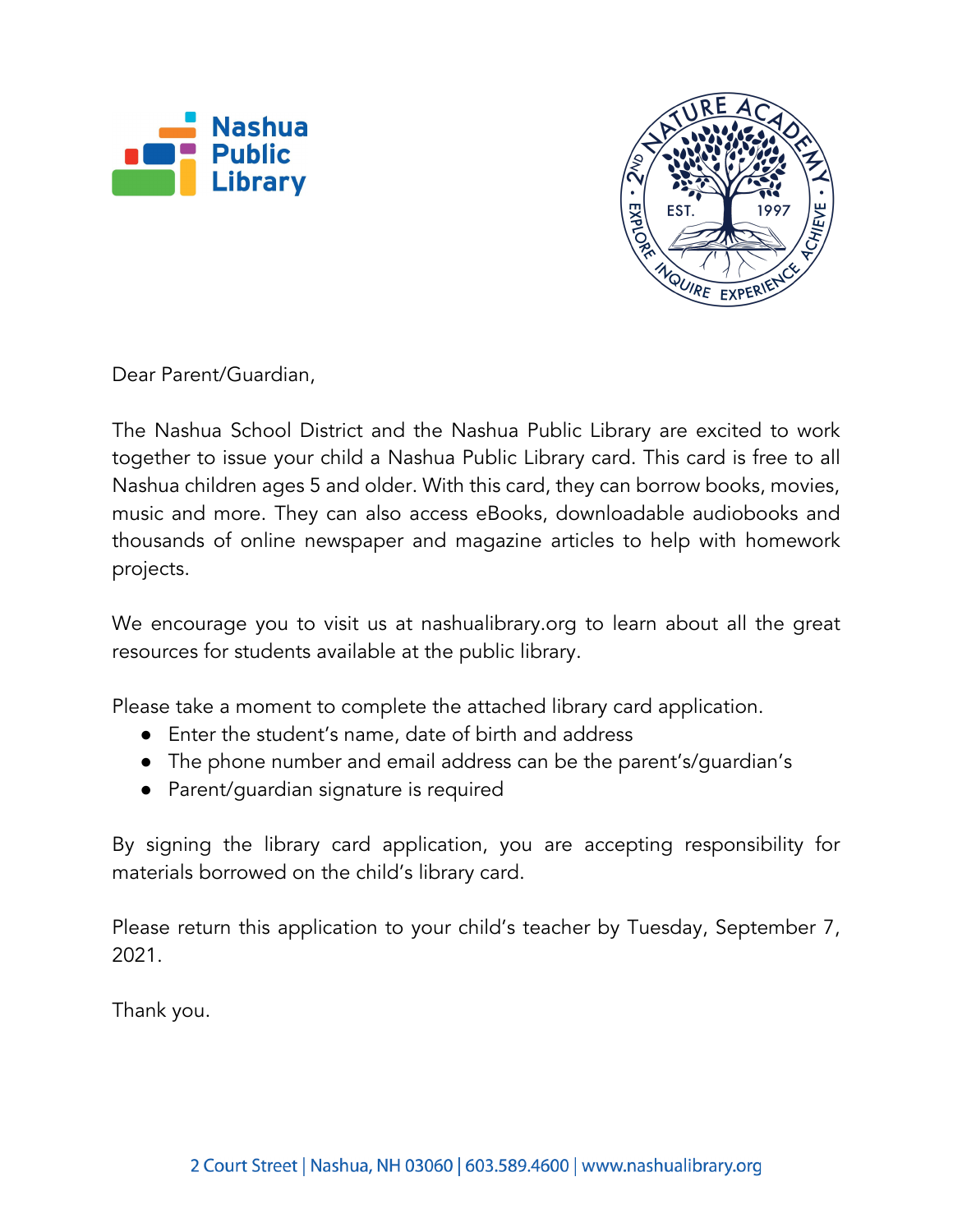Dear Parent/Guardian,

The Nashua School District and the Nashua Public Library are excited to work together to issue your child a Nashua Public Library card. This card is free to all Nashua children ages 5 and older. With this card, they can borrow books, movies, music and more. They can also access eBooks, downloadable audiobooks and thousands of online newspaper and magazine articles to help with homework projects.

We encourage you to visit us at nashualibrary.org to learn about all the great resources for students available at the public library.

Please take a moment to complete the attached library card application.

- Enter the student's name, date of birth and address
- The phone number and email address can be the parent's/guardian's
- Parent/guardian signature is required

By signing the library card application, you are accepting responsibility for materials borrowed on the child's library card.

Please return this application to your child's teacher by Tuesday, September 7, 2021.

Thank you.

2 Court Street | Nashua, NH 03060 | 603.589.4600 | www.nashualibrary.org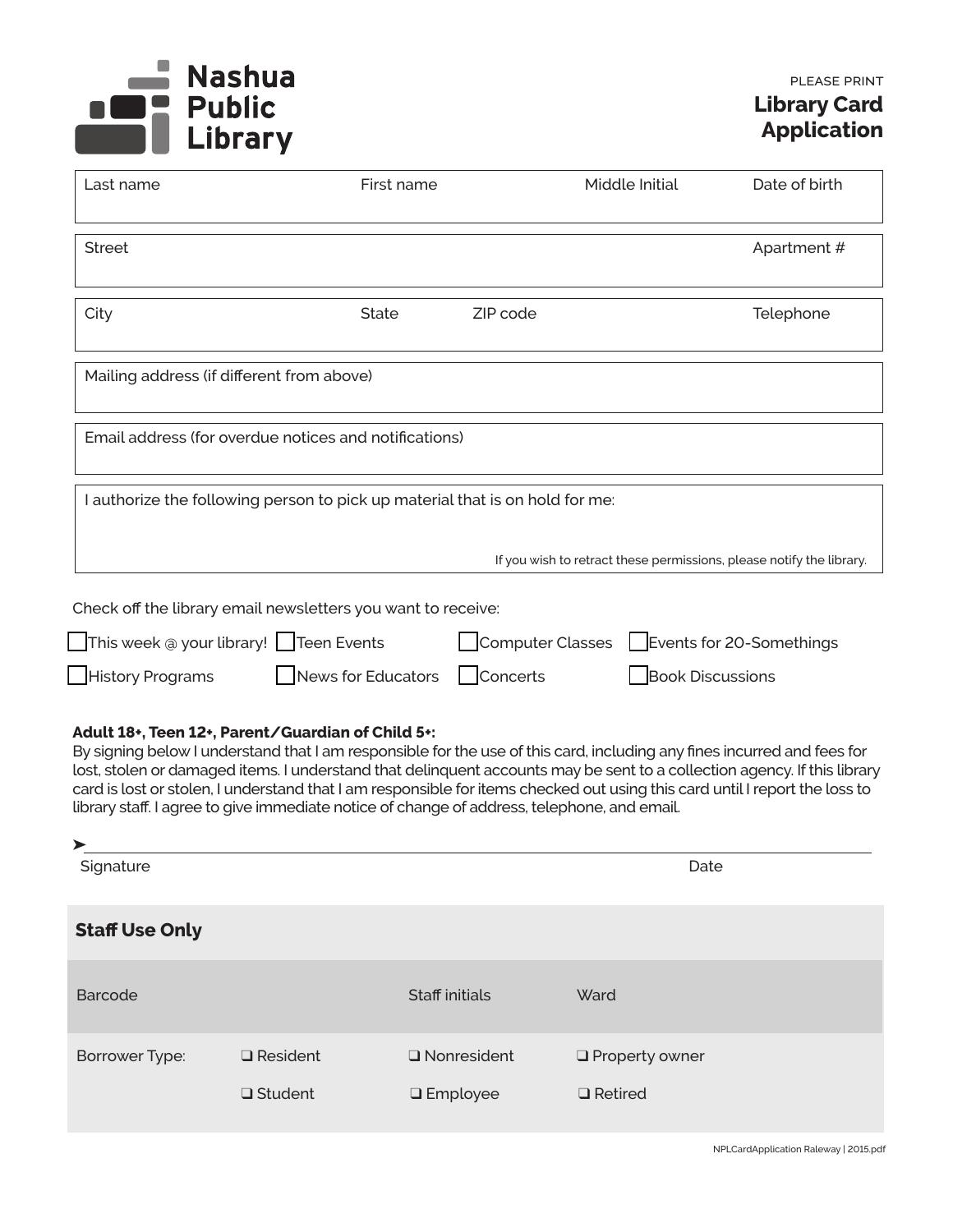# Nashua Public Library

PLEASE PRINT

## Library Card Application

| Last name | First name | Middle Initial | Date of birth |
|---|---|---|---|
| | | | |

| Street | Apartment # |
|---|---|
| | |

| City | State | ZIP code | Telephone |
|---|---|---|---|
| | | | |

Mailing address (if different from above)

Email address (for overdue notices and notifications)

I authorize the following person to pick up material that is on hold for me:

If you wish to retract these permissions, please notify the library.

Check off the library email newsletters you want to receive:

- ☐ This week @ your library!
- ☐ Teen Events
- ☐ Computer Classes
- ☐ Events for 20-Somethings
- ☐ History Programs
- ☐ News for Educators
- ☐ Concerts
- ☐ Book Discussions

**Adult 18+, Teen 12+, Parent/Guardian of Child 5+:**
By signing below I understand that I am responsible for the use of this card, including any fines incurred and fees for lost, stolen or damaged items. I understand that delinquent accounts may be sent to a collection agency. If this library card is lost or stolen, I understand that I am responsible for items checked out using this card until I report the loss to library staff. I agree to give immediate notice of change of address, telephone, and email.

➤ ______________________________________________________________

Signature | Date

### Staff Use Only

| Barcode | Staff initials | Ward |
|---|---|---|
| | | |

Borrower Type:

- ❑ Resident
- ❑ Nonresident
- ❑ Property owner
- ❑ Student
- ❑ Employee
- ❑ Retired

NPLCardApplication Raleway | 2015.pdf